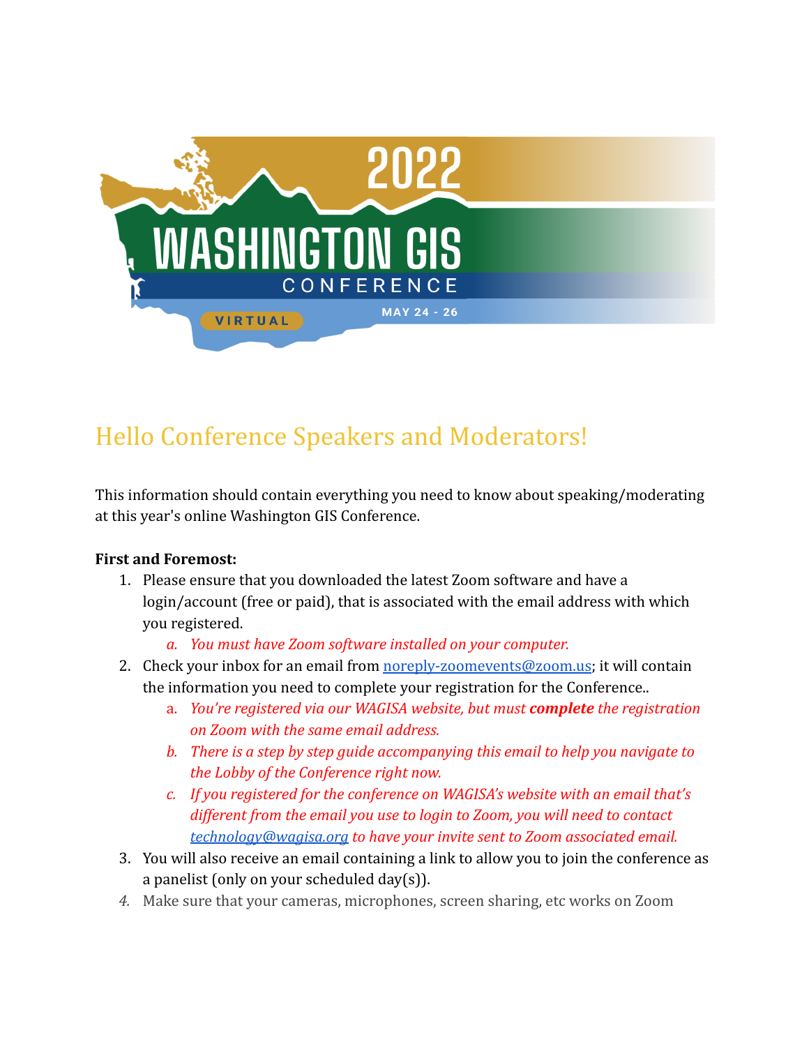# 2022 WASHINGTON GIS CONFERENCE

VIRTUAL

MAY 24 - 26

## Hello Conference Speakers and Moderators!

This information should contain everything you need to know about speaking/moderating at this year's online Washington GIS Conference.

**First and Foremost:**

1. Please ensure that you downloaded the latest Zoom software and have a login/account (free or paid), that is associated with the email address with which you registered.
    a. *You must have Zoom software installed on your computer.*
2. Check your inbox for an email from noreply-zoomevents@zoom.us; it will contain the information you need to complete your registration for the Conference..
    a. *You're registered via our WAGISA website, but must **complete** the registration on Zoom with the same email address.*
    b. *There is a step by step guide accompanying this email to help you navigate to the Lobby of the Conference right now.*
    c. *If you registered for the conference on WAGISA's website with an email that's different from the email you use to login to Zoom, you will need to contact technology@wagisa.org to have your invite sent to Zoom associated email.*
3. You will also receive an email containing a link to allow you to join the conference as a panelist (only on your scheduled day(s)).
4. Make sure that your cameras, microphones, screen sharing, etc works on Zoom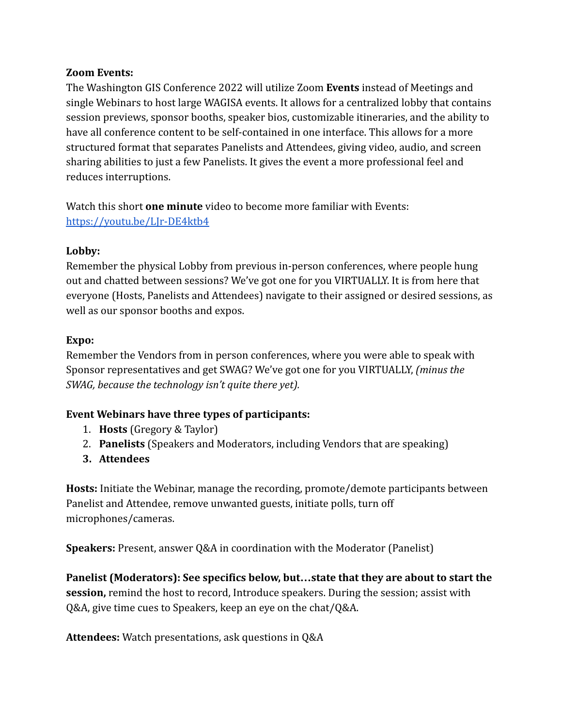**Zoom Events:**
The Washington GIS Conference 2022 will utilize Zoom **Events** instead of Meetings and single Webinars to host large WAGISA events. It allows for a centralized lobby that contains session previews, sponsor booths, speaker bios, customizable itineraries, and the ability to have all conference content to be self-contained in one interface. This allows for a more structured format that separates Panelists and Attendees, giving video, audio, and screen sharing abilities to just a few Panelists. It gives the event a more professional feel and reduces interruptions.

Watch this short **one minute** video to become more familiar with Events: [https://youtu.be/LJr-DE4ktb4](https://youtu.be/LJr-DE4ktb4)

**Lobby:**
Remember the physical Lobby from previous in-person conferences, where people hung out and chatted between sessions? We've got one for you VIRTUALLY. It is from here that everyone (Hosts, Panelists and Attendees) navigate to their assigned or desired sessions, as well as our sponsor booths and expos.

**Expo:**
Remember the Vendors from in person conferences, where you were able to speak with Sponsor representatives and get SWAG? We've got one for you VIRTUALLY, *(minus the SWAG, because the technology isn't quite there yet).*

**Event Webinars have three types of participants:**

1. **Hosts** (Gregory & Taylor)
2. **Panelists** (Speakers and Moderators, including Vendors that are speaking)
3. **Attendees**

**Hosts:** Initiate the Webinar, manage the recording, promote/demote participants between Panelist and Attendee, remove unwanted guests, initiate polls, turn off microphones/cameras.

**Speakers:** Present, answer Q&A in coordination with the Moderator (Panelist)

**Panelist (Moderators): See specifics below, but…state that they are about to start the session,** remind the host to record, Introduce speakers. During the session; assist with Q&A, give time cues to Speakers, keep an eye on the chat/Q&A.

**Attendees:** Watch presentations, ask questions in Q&A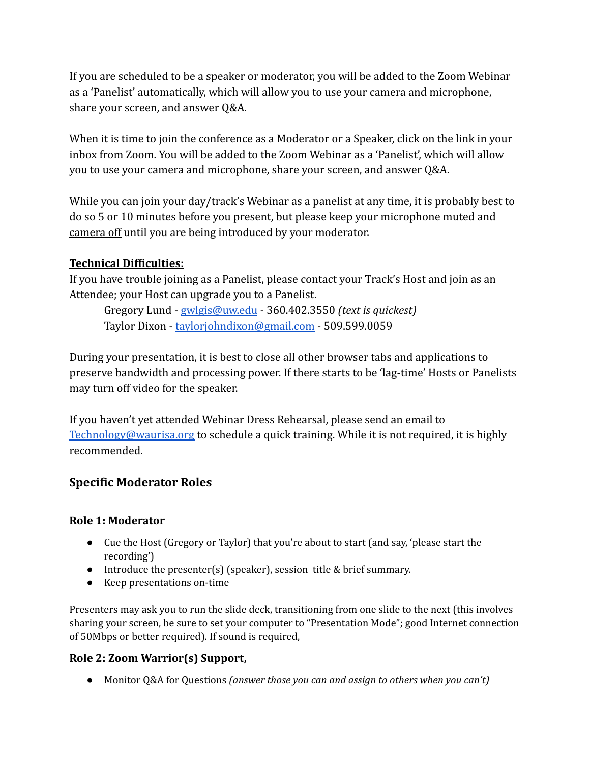If you are scheduled to be a speaker or moderator, you will be added to the Zoom Webinar as a 'Panelist' automatically, which will allow you to use your camera and microphone, share your screen, and answer Q&A.

When it is time to join the conference as a Moderator or a Speaker, click on the link in your inbox from Zoom. You will be added to the Zoom Webinar as a 'Panelist', which will allow you to use your camera and microphone, share your screen, and answer Q&A.

While you can join your day/track's Webinar as a panelist at any time, it is probably best to do so <u>5 or 10 minutes before you present</u>, but <u>please keep your microphone muted and camera off</u> until you are being introduced by your moderator.

**<u>Technical Difficulties:</u>**

If you have trouble joining as a Panelist, please contact your Track's Host and join as an Attendee; your Host can upgrade you to a Panelist.

Gregory Lund - [gwlgis@uw.edu](mailto:gwlgis@uw.edu) - 360.402.3550 *(text is quickest)*
Taylor Dixon - [taylorjohndixon@gmail.com](mailto:taylorjohndixon@gmail.com) - 509.599.0059

During your presentation, it is best to close all other browser tabs and applications to preserve bandwidth and processing power. If there starts to be 'lag-time' Hosts or Panelists may turn off video for the speaker.

If you haven't yet attended Webinar Dress Rehearsal, please send an email to [Technology@waurisa.org](mailto:Technology@waurisa.org) to schedule a quick training. While it is not required, it is highly recommended.

## Specific Moderator Roles

### Role 1: Moderator

- Cue the Host (Gregory or Taylor) that you're about to start (and say, 'please start the recording')
- Introduce the presenter(s) (speaker), session title & brief summary.
- Keep presentations on-time

Presenters may ask you to run the slide deck, transitioning from one slide to the next (this involves sharing your screen, be sure to set your computer to "Presentation Mode"; good Internet connection of 50Mbps or better required). If sound is required,

### Role 2: Zoom Warrior(s) Support,

- Monitor Q&A for Questions *(answer those you can and assign to others when you can't)*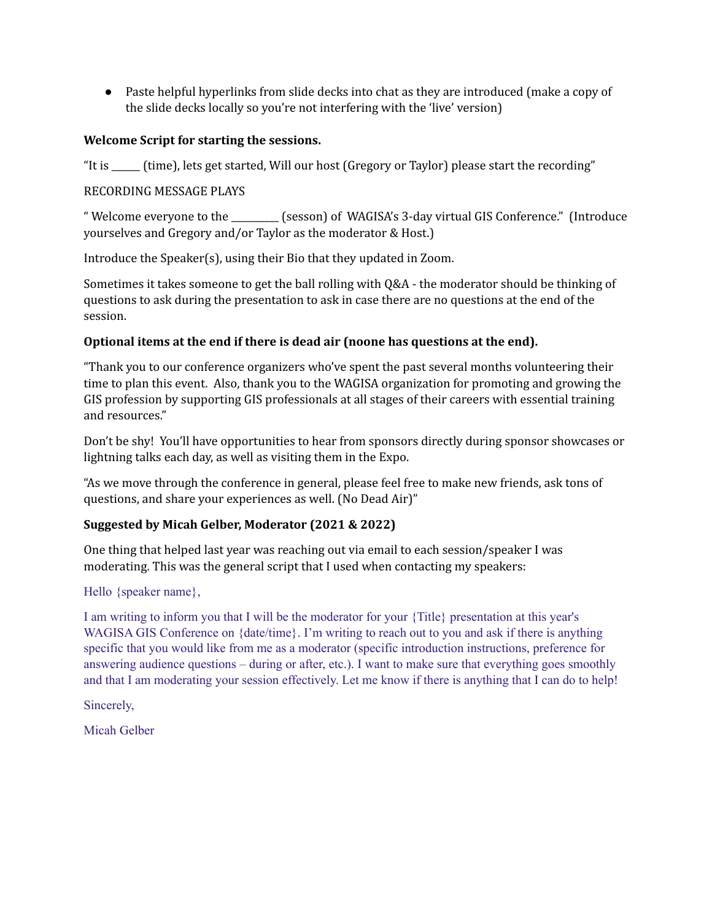- Paste helpful hyperlinks from slide decks into chat as they are introduced (make a copy of the slide decks locally so you're not interfering with the 'live' version)

**Welcome Script for starting the sessions.**

"It is _____ (time), lets get started, Will our host (Gregory or Taylor) please start the recording"

RECORDING MESSAGE PLAYS

" Welcome everyone to the _________ (sesson) of WAGISA's 3-day virtual GIS Conference." (Introduce yourselves and Gregory and/or Taylor as the moderator & Host.)

Introduce the Speaker(s), using their Bio that they updated in Zoom.

Sometimes it takes someone to get the ball rolling with Q&A - the moderator should be thinking of questions to ask during the presentation to ask in case there are no questions at the end of the session.

**Optional items at the end if there is dead air (noone has questions at the end).**

"Thank you to our conference organizers who've spent the past several months volunteering their time to plan this event. Also, thank you to the WAGISA organization for promoting and growing the GIS profession by supporting GIS professionals at all stages of their careers with essential training and resources."

Don't be shy! You'll have opportunities to hear from sponsors directly during sponsor showcases or lightning talks each day, as well as visiting them in the Expo.

"As we move through the conference in general, please feel free to make new friends, ask tons of questions, and share your experiences as well. (No Dead Air)"

**Suggested by Micah Gelber, Moderator (2021 & 2022)**

One thing that helped last year was reaching out via email to each session/speaker I was moderating. This was the general script that I used when contacting my speakers:

Hello {speaker name},

I am writing to inform you that I will be the moderator for your {Title} presentation at this year's WAGISA GIS Conference on {date/time}. I'm writing to reach out to you and ask if there is anything specific that you would like from me as a moderator (specific introduction instructions, preference for answering audience questions – during or after, etc.). I want to make sure that everything goes smoothly and that I am moderating your session effectively. Let me know if there is anything that I can do to help!

Sincerely,

Micah Gelber